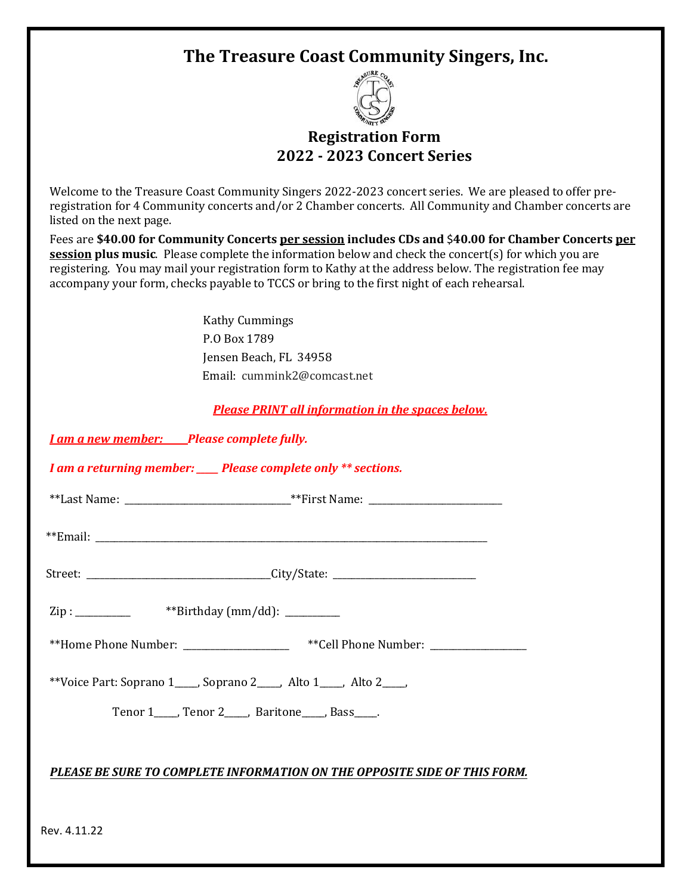# The Treasure Coast Community Singers, Inc.

## Registration Form
## 2022 - 2023 Concert Series

Welcome to the Treasure Coast Community Singers 2022-2023 concert series. We are pleased to offer pre-registration for 4 Community concerts and/or 2 Chamber concerts. All Community and Chamber concerts are listed on the next page.

Fees are **$40.00 for Community Concerts per session includes CDs and $40.00 for Chamber Concerts per session plus music**. Please complete the information below and check the concert(s) for which you are registering. You may mail your registration form to Kathy at the address below. The registration fee may accompany your form, checks payable to TCCS or bring to the first night of each rehearsal.

Kathy Cummings
P.O Box 1789
Jensen Beach, FL 34958
Email: cummink2@comcast.net

***Please PRINT all information in the spaces below.***

***I am a new member: _____Please complete fully.***

***I am a returning member: ____ Please complete only ** sections.***

**Last Name: ________________________________**First Name: __________________________

**Email: ________________________________________________________________________________

Street: ____________________________________City/State: ____________________________

Zip : ___________ **Birthday (mm/dd): ___________

**Home Phone Number: ______________________ **Cell Phone Number: ___________________

**Voice Part: Soprano 1____, Soprano 2____, Alto 1____, Alto 2____,

Tenor 1____, Tenor 2____, Baritone____, Bass____.

***PLEASE BE SURE TO COMPLETE INFORMATION ON THE OPPOSITE SIDE OF THIS FORM.***

Rev. 4.11.22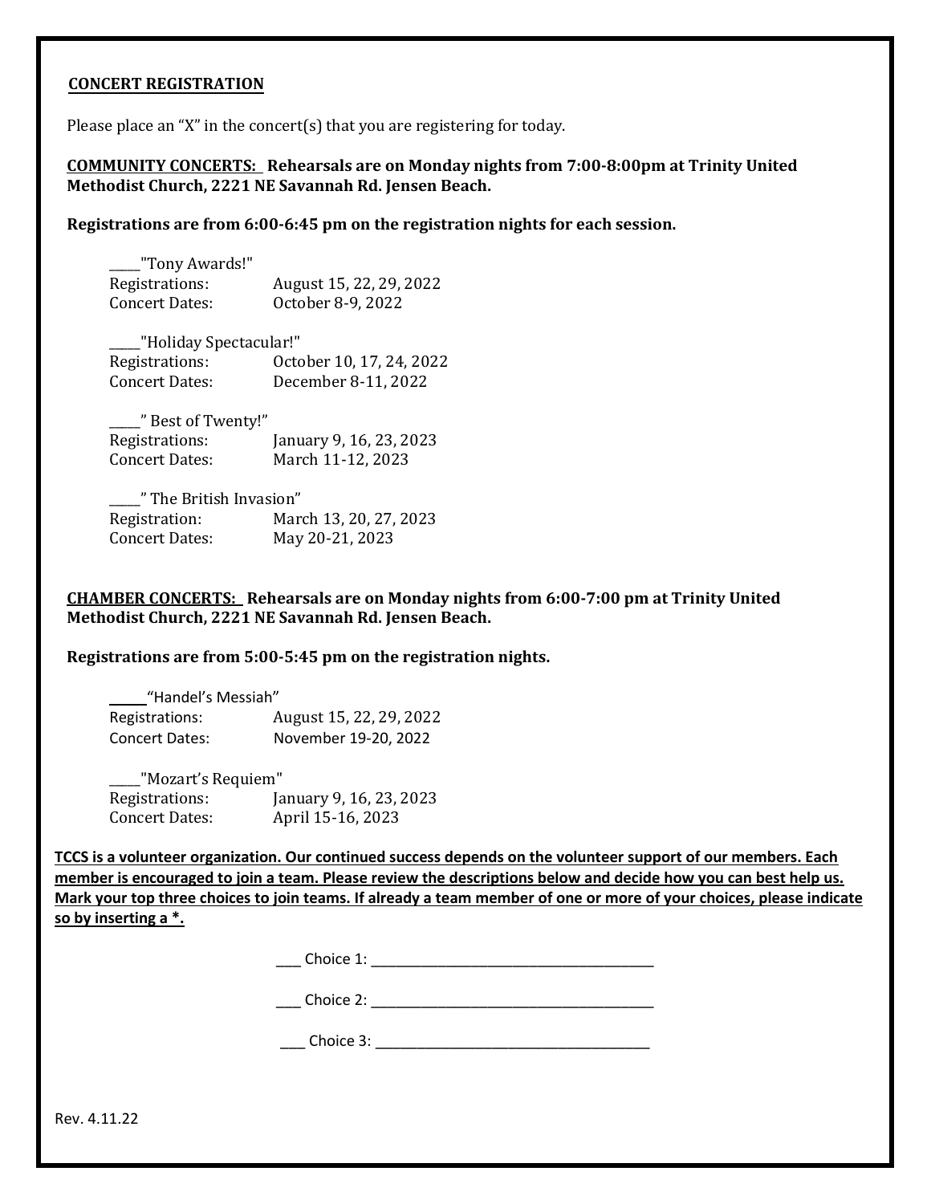**CONCERT REGISTRATION**

Please place an "X" in the concert(s) that you are registering for today.

**COMMUNITY CONCERTS: Rehearsals are on Monday nights from 7:00-8:00pm at Trinity United Methodist Church, 2221 NE Savannah Rd. Jensen Beach.**

**Registrations are from 6:00-6:45 pm on the registration nights for each session.**

_____"Tony Awards!"
Registrations: August 15, 22, 29, 2022
Concert Dates: October 8-9, 2022

_____"Holiday Spectacular!"
Registrations: October 10, 17, 24, 2022
Concert Dates: December 8-11, 2022

_____" Best of Twenty!"
Registrations: January 9, 16, 23, 2023
Concert Dates: March 11-12, 2023

_____" The British Invasion"
Registration: March 13, 20, 27, 2023
Concert Dates: May 20-21, 2023

**CHAMBER CONCERTS: Rehearsals are on Monday nights from 6:00-7:00 pm at Trinity United Methodist Church, 2221 NE Savannah Rd. Jensen Beach.**

**Registrations are from 5:00-5:45 pm on the registration nights.**

_____"Handel's Messiah"
Registrations: August 15, 22, 29, 2022
Concert Dates: November 19-20, 2022

_____"Mozart's Requiem"
Registrations: January 9, 16, 23, 2023
Concert Dates: April 15-16, 2023

**TCCS is a volunteer organization. Our continued success depends on the volunteer support of our members. Each member is encouraged to join a team. Please review the descriptions below and decide how you can best help us. Mark your top three choices to join teams. If already a team member of one or more of your choices, please indicate so by inserting a *.**

___ Choice 1: ____________________________________

___ Choice 2: ____________________________________

___ Choice 3: ____________________________________

Rev. 4.11.22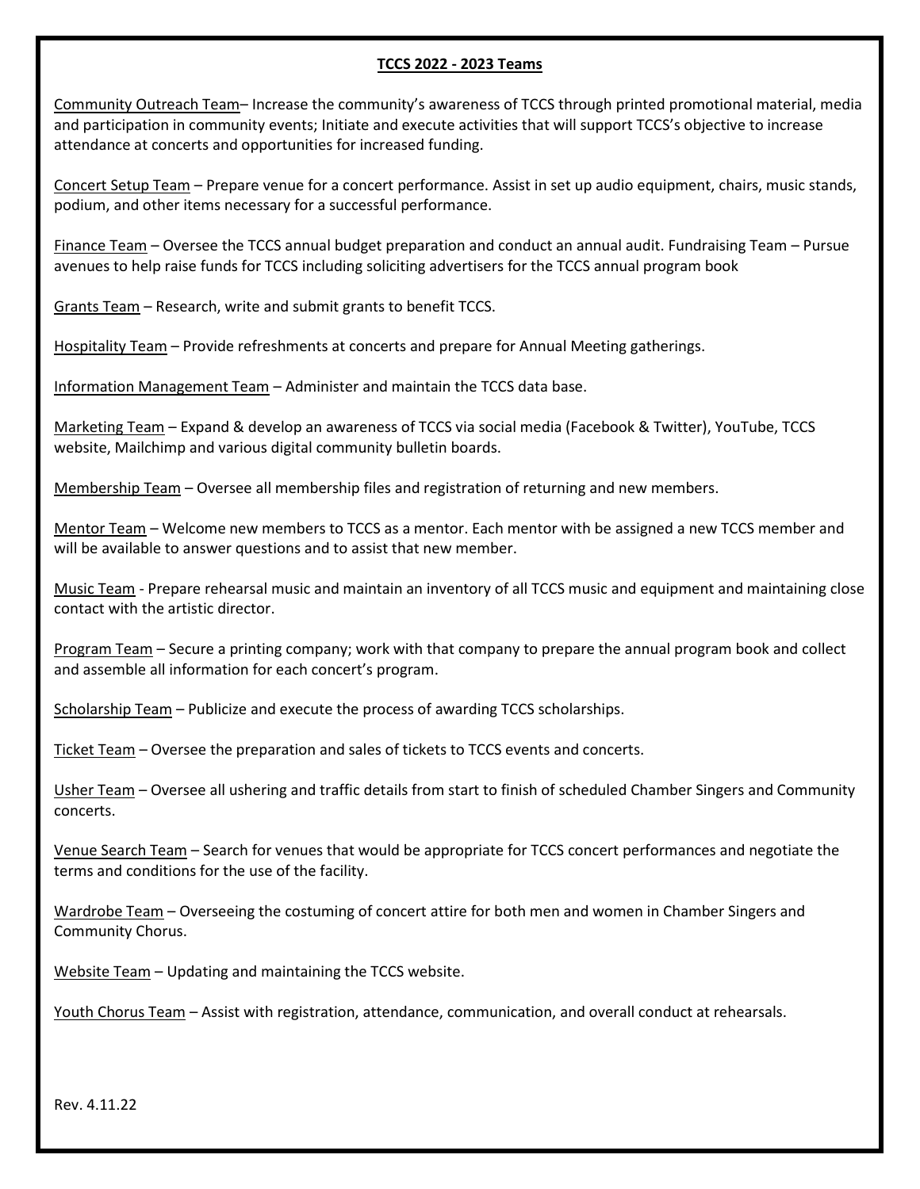**TCCS 2022 - 2023 Teams**

Community Outreach Team– Increase the community's awareness of TCCS through printed promotional material, media and participation in community events; Initiate and execute activities that will support TCCS's objective to increase attendance at concerts and opportunities for increased funding.

Concert Setup Team – Prepare venue for a concert performance. Assist in set up audio equipment, chairs, music stands, podium, and other items necessary for a successful performance.

Finance Team – Oversee the TCCS annual budget preparation and conduct an annual audit. Fundraising Team – Pursue avenues to help raise funds for TCCS including soliciting advertisers for the TCCS annual program book

Grants Team – Research, write and submit grants to benefit TCCS.

Hospitality Team – Provide refreshments at concerts and prepare for Annual Meeting gatherings.

Information Management Team – Administer and maintain the TCCS data base.

Marketing Team – Expand & develop an awareness of TCCS via social media (Facebook & Twitter), YouTube, TCCS website, Mailchimp and various digital community bulletin boards.

Membership Team – Oversee all membership files and registration of returning and new members.

Mentor Team – Welcome new members to TCCS as a mentor. Each mentor with be assigned a new TCCS member and will be available to answer questions and to assist that new member.

Music Team - Prepare rehearsal music and maintain an inventory of all TCCS music and equipment and maintaining close contact with the artistic director.

Program Team – Secure a printing company; work with that company to prepare the annual program book and collect and assemble all information for each concert's program.

Scholarship Team – Publicize and execute the process of awarding TCCS scholarships.

Ticket Team – Oversee the preparation and sales of tickets to TCCS events and concerts.

Usher Team – Oversee all ushering and traffic details from start to finish of scheduled Chamber Singers and Community concerts.

Venue Search Team – Search for venues that would be appropriate for TCCS concert performances and negotiate the terms and conditions for the use of the facility.

Wardrobe Team – Overseeing the costuming of concert attire for both men and women in Chamber Singers and Community Chorus.

Website Team – Updating and maintaining the TCCS website.

Youth Chorus Team – Assist with registration, attendance, communication, and overall conduct at rehearsals.

Rev. 4.11.22